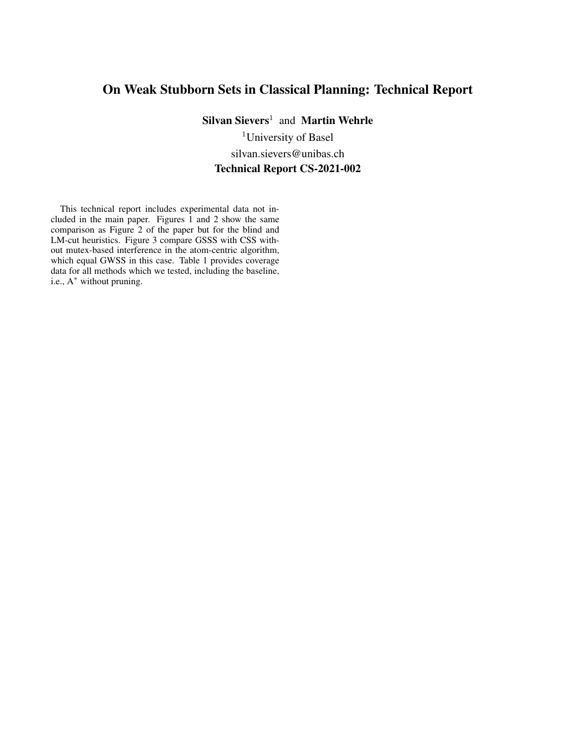# On Weak Stubborn Sets in Classical Planning: Technical Report

**Silvan Sievers**[1] and **Martin Wehrle**

[1]University of Basel

silvan.sievers@unibas.ch

**Technical Report CS-2021-002**

This technical report includes experimental data not included in the main paper. Figures 1 and 2 show the same comparison as Figure 2 of the paper but for the blind and LM-cut heuristics. Figure 3 compare GSSS with CSS without mutex-based interference in the atom-centric algorithm, which equal GWSS in this case. Table 1 provides coverage data for all methods which we tested, including the baseline, i.e., $A^*$ without pruning.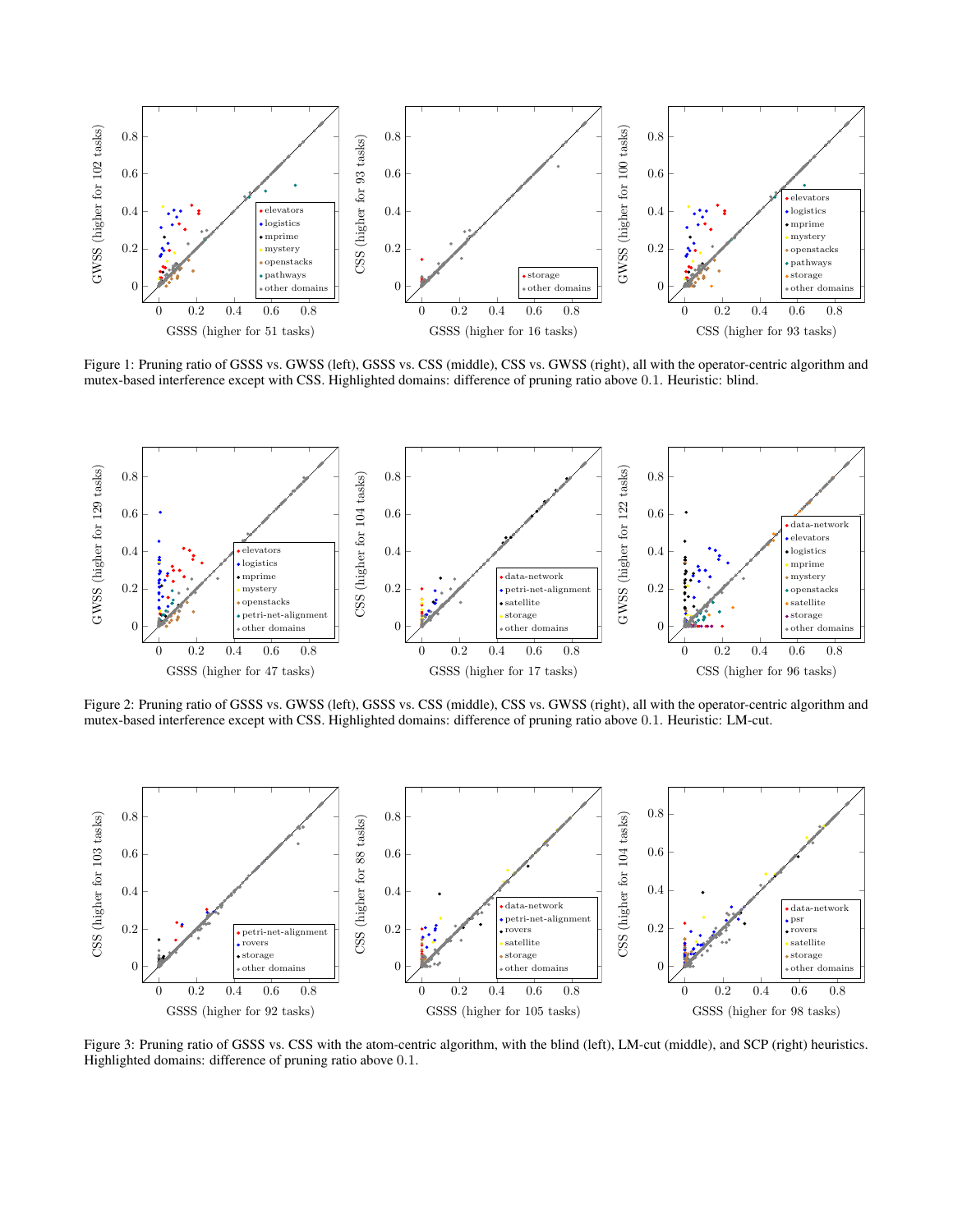Figure 1: Pruning ratio of GSSS vs. GWSS (left), GSSS vs. CSS (middle), CSS vs. GWSS (right), all with the operator-centric algorithm and mutex-based interference except with CSS. Highlighted domains: difference of pruning ratio above 0.1. Heuristic: blind.

Figure 2: Pruning ratio of GSSS vs. GWSS (left), GSSS vs. CSS (middle), CSS vs. GWSS (right), all with the operator-centric algorithm and mutex-based interference except with CSS. Highlighted domains: difference of pruning ratio above 0.1. Heuristic: LM-cut.

Figure 3: Pruning ratio of GSSS vs. CSS with the atom-centric algorithm, with the blind (left), LM-cut (middle), and SCP (right) heuristics. Highlighted domains: difference of pruning ratio above 0.1.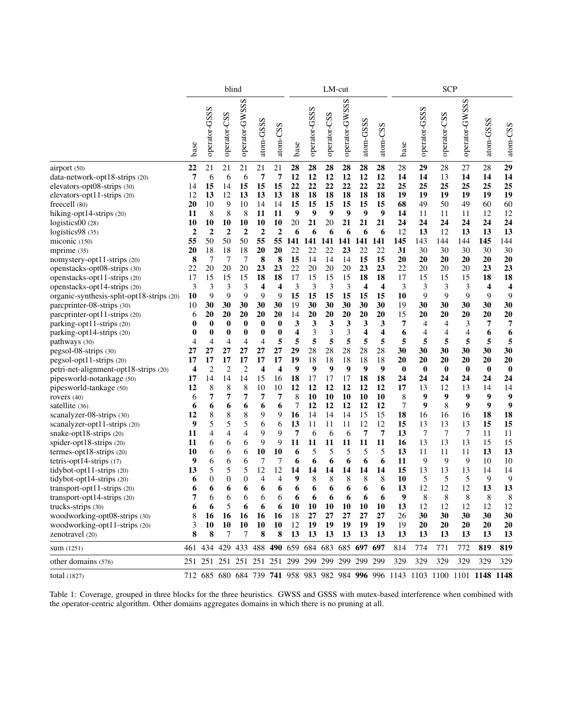| | blind | | | | | | LM-cut | | | | | | SCP | | | | | |
|---|---|---|---|---|---|---|---|---|---|---|---|---|---|---|---|---|---|---|
| | base | operator-GSSS | operator-CSS | operator-GWSSS | atom-GSSS | atom-CSS | base | operator-GSSS | operator-CSS | operator-GWSSS | atom-GSSS | atom-CSS | base | operator-GSSS | operator-CSS | operator-GWSSS | atom-GSSS | atom-CSS |
| airport (50) | **22** | 21 | 21 | 21 | 21 | 21 | **28** | **28** | **28** | **28** | **28** | **28** | 28 | **29** | 28 | 27 | 28 | **29** |
| data-network-opt18-strips (20) | **7** | 6 | 6 | 6 | **7** | **7** | **12** | **12** | **12** | **12** | **12** | **12** | **14** | **14** | 13 | **14** | **14** | **14** |
| elevators-opt08-strips (30) | 14 | **15** | 14 | **15** | **15** | **15** | **22** | **22** | **22** | **22** | **22** | **22** | **25** | **25** | **25** | **25** | **25** | **25** |
| elevators-opt11-strips (20) | 12 | **13** | 12 | **13** | **13** | **13** | **18** | **18** | **18** | **18** | **18** | **18** | **19** | **19** | **19** | **19** | **19** | **19** |
| freecell (80) | **20** | 10 | 9 | 10 | 14 | 14 | **15** | **15** | **15** | **15** | **15** | **15** | **68** | 49 | 50 | 49 | 60 | 60 |
| hiking-opt14-strips (20) | **11** | 8 | 8 | 8 | **11** | **11** | **9** | **9** | **9** | **9** | **9** | **9** | **14** | 11 | 11 | 11 | 12 | 12 |
| logistics00 (28) | **10** | **10** | **10** | **10** | **10** | **10** | 20 | **21** | 20 | **21** | **21** | **21** | **24** | **24** | **24** | **24** | **24** | **24** |
| logistics98 (35) | **2** | **2** | **2** | **2** | **2** | **2** | **6** | **6** | **6** | **6** | **6** | **6** | 12 | **13** | 12 | **13** | **13** | **13** |
| miconic (150) | **55** | 50 | 50 | 50 | **55** | **55** | **141** | **141** | **141** | **141** | **141** | **141** | **145** | 143 | 144 | 144 | **145** | 144 |
| mprime (35) | **20** | 18 | 18 | 18 | **20** | **20** | 22 | 22 | 22 | **23** | 22 | 22 | **31** | 30 | 30 | 30 | 30 | 30 |
| nomystery-opt11-strips (20) | **8** | 7 | 7 | 7 | **8** | **8** | **15** | 14 | 14 | 14 | **15** | **15** | **20** | **20** | **20** | **20** | **20** | **20** |
| openstacks-opt08-strips (30) | 22 | 20 | 20 | 20 | **23** | **23** | 22 | 20 | 20 | 20 | **23** | **23** | 22 | 20 | 20 | 20 | **23** | **23** |
| openstacks-opt11-strips (20) | 17 | 15 | 15 | 15 | **18** | **18** | 17 | 15 | 15 | 15 | **18** | **18** | 17 | 15 | 15 | 15 | **18** | **18** |
| openstacks-opt14-strips (20) | 3 | 3 | 3 | 3 | **4** | **4** | 3 | 3 | 3 | 3 | **4** | **4** | 3 | 3 | 3 | 3 | **4** | **4** |
| organic-synthesis-split-opt18-strips (20) | **10** | 9 | 9 | 9 | 9 | 9 | **15** | **15** | **15** | **15** | **15** | **15** | **10** | 9 | 9 | 9 | 9 | 9 |
| parcprinter-08-strips (30) | 10 | **30** | **30** | **30** | **30** | **30** | 19 | **30** | **30** | **30** | **30** | **30** | 19 | **30** | **30** | **30** | **30** | **30** |
| parcprinter-opt11-strips (20) | 6 | **20** | **20** | **20** | **20** | **20** | 14 | **20** | **20** | **20** | **20** | **20** | 15 | **20** | **20** | **20** | **20** | **20** |
| parking-opt11-strips (20) | **0** | **0** | **0** | **0** | **0** | **0** | **3** | **3** | **3** | **3** | **3** | **3** | **7** | 4 | 4 | 3 | **7** | **7** |
| parking-opt14-strips (20) | **0** | **0** | **0** | **0** | **0** | **0** | **4** | 3 | 3 | 3 | **4** | **4** | **6** | 4 | 4 | 4 | **6** | **6** |
| pathways (30) | 4 | 4 | 4 | 4 | 4 | **5** | **5** | **5** | **5** | **5** | **5** | **5** | **5** | **5** | **5** | **5** | **5** | **5** |
| pegsol-08-strips (30) | **27** | **27** | **27** | **27** | **27** | **27** | **29** | 28 | 28 | 28 | 28 | 28 | **30** | **30** | **30** | **30** | **30** | **30** |
| pegsol-opt11-strips (20) | **17** | **17** | **17** | **17** | **17** | **17** | **19** | 18 | 18 | 18 | 18 | 18 | **20** | **20** | **20** | **20** | **20** | **20** |
| petri-net-alignment-opt18-strips (20) | **4** | 2 | 2 | 2 | **4** | **4** | **9** | **9** | **9** | **9** | **9** | **9** | **0** | **0** | **0** | **0** | **0** | **0** |
| pipesworld-notankage (50) | **17** | 14 | 14 | 14 | 15 | 16 | **18** | 17 | 17 | 17 | **18** | **18** | **24** | **24** | **24** | **24** | **24** | **24** |
| pipesworld-tankage (50) | **12** | 8 | 8 | 8 | 10 | 10 | **12** | **12** | **12** | **12** | **12** | **12** | **17** | 13 | 12 | 13 | 14 | 14 |
| rovers (40) | 6 | **7** | **7** | **7** | **7** | **7** | 8 | **10** | **10** | **10** | **10** | **10** | 8 | **9** | **9** | **9** | **9** | **9** |
| satellite (36) | **6** | **6** | **6** | **6** | **6** | **6** | 7 | **12** | **12** | **12** | **12** | **12** | 7 | **9** | 8 | **9** | **9** | **9** |
| scanalyzer-08-strips (30) | **12** | 8 | 8 | 8 | 9 | 9 | **16** | 14 | 14 | 14 | 15 | 15 | **18** | 16 | 16 | 16 | **18** | **18** |
| scanalyzer-opt11-strips (20) | **9** | 5 | 5 | 5 | 6 | 6 | **13** | 11 | 11 | 11 | 12 | 12 | **15** | 13 | 13 | 13 | **15** | **15** |
| snake-opt18-strips (20) | **11** | 4 | 4 | 4 | 9 | 9 | **7** | 6 | 6 | 6 | **7** | **7** | **13** | 7 | 7 | 7 | 11 | 11 |
| spider-opt18-strips (20) | **11** | 6 | 6 | 6 | 9 | 9 | **11** | **11** | **11** | **11** | **11** | **11** | **16** | 13 | 13 | 13 | 15 | 15 |
| termes-opt18-strips (20) | **10** | 6 | 6 | 6 | **10** | **10** | **6** | 5 | 5 | 5 | 5 | 5 | **13** | 11 | 11 | 11 | **13** | **13** |
| tetris-opt14-strips (17) | **9** | 6 | 6 | 6 | 7 | 7 | **6** | **6** | **6** | **6** | **6** | **6** | **11** | 9 | 9 | 9 | 10 | 10 |
| tidybot-opt11-strips (20) | **13** | 5 | 5 | 5 | 12 | 12 | **14** | **14** | **14** | **14** | **14** | **14** | **15** | 13 | 13 | 13 | 14 | 14 |
| tidybot-opt14-strips (20) | **6** | 0 | 0 | 0 | 4 | 4 | **9** | 8 | 8 | 8 | 8 | 8 | **10** | 5 | 5 | 5 | 9 | 9 |
| transport-opt11-strips (20) | **6** | **6** | **6** | **6** | **6** | **6** | **6** | **6** | **6** | **6** | **6** | **6** | **13** | 12 | 12 | 12 | **13** | **13** |
| transport-opt14-strips (20) | **7** | 6 | 6 | 6 | 6 | 6 | **6** | **6** | **6** | **6** | **6** | **6** | **9** | 8 | 8 | 8 | 8 | 8 |
| trucks-strips (30) | **6** | **6** | 5 | **6** | **6** | **6** | **10** | **10** | **10** | **10** | **10** | **10** | **13** | 12 | 12 | 12 | 12 | 12 |
| woodworking-opt08-strips (30) | 8 | **16** | **16** | **16** | **16** | **16** | 18 | **27** | **27** | **27** | **27** | **27** | 26 | **30** | **30** | **30** | **30** | **30** |
| woodworking-opt11-strips (20) | 3 | **10** | **10** | **10** | **10** | **10** | 12 | **19** | **19** | **19** | **19** | **19** | 19 | **20** | **20** | **20** | **20** | **20** |
| zenotravel (20) | **8** | **8** | 7 | 7 | **8** | **8** | **13** | **13** | **13** | **13** | **13** | **13** | **13** | **13** | **13** | **13** | **13** | **13** |
| sum (1251) | 461 | 434 | 429 | 433 | 488 | **490** | 659 | 684 | 683 | 685 | **697** | **697** | 814 | 774 | 771 | 772 | **819** | **819** |
| other domains (576) | 251 | 251 | 251 | 251 | 251 | 251 | 299 | 299 | 299 | 299 | 299 | 299 | 329 | 329 | 329 | 329 | 329 | 329 |
| total (1827) | 712 | 685 | 680 | 684 | 739 | **741** | 958 | 983 | 982 | 984 | **996** | 996 | 1143 | 1103 | 1100 | 1101 | **1148** | **1148** |

Table 1: Coverage, grouped in three blocks for the three heuristics. GWSS and GSSS with mutex-based interference when combined with the operator-centric algorithm. Other domains aggregates domains in which there is no pruning at all.